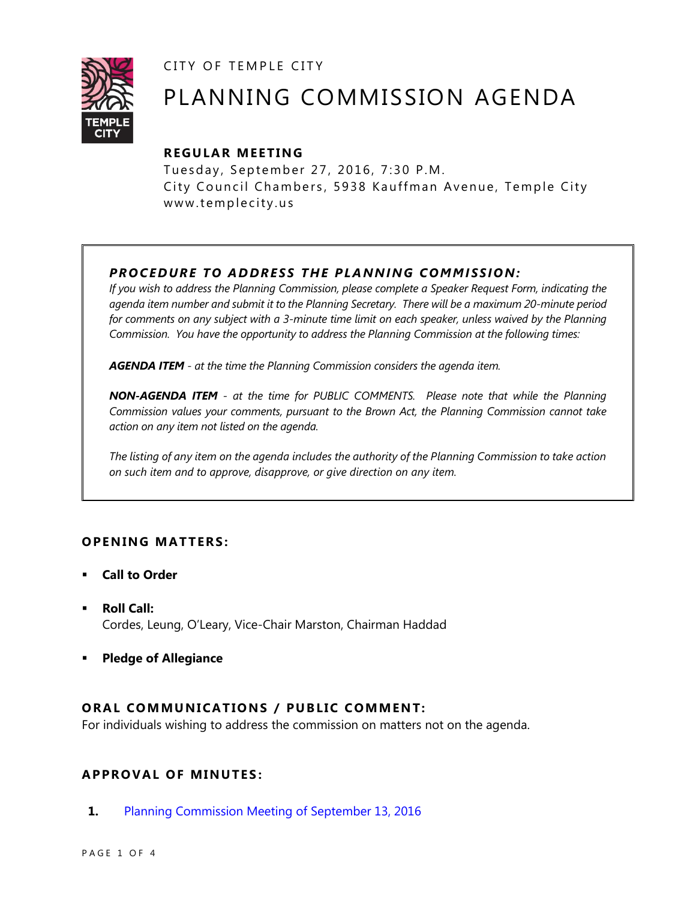CITY OF TEMPLE CITY

# PLANNING COMMISSION AGENDA

## REGULAR MEETING

Tuesday, September 27, 2016, 7:30 P.M.
City Council Chambers, 5938 Kauffman Avenue, Temple City
www.templecity.us

---

***PROCEDURE TO ADDRESS THE PLANNING COMMISSION:***

*If you wish to address the Planning Commission, please complete a Speaker Request Form, indicating the agenda item number and submit it to the Planning Secretary. There will be a maximum 20-minute period for comments on any subject with a 3-minute time limit on each speaker, unless waived by the Planning Commission. You have the opportunity to address the Planning Commission at the following times:*

***AGENDA ITEM*** *- at the time the Planning Commission considers the agenda item.*

***NON-AGENDA ITEM*** *- at the time for PUBLIC COMMENTS. Please note that while the Planning Commission values your comments, pursuant to the Brown Act, the Planning Commission cannot take action on any item not listed on the agenda.*

*The listing of any item on the agenda includes the authority of the Planning Commission to take action on such item and to approve, disapprove, or give direction on any item.*

---

### OPENING MATTERS:

- **Call to Order**
- **Roll Call:**
  Cordes, Leung, O'Leary, Vice-Chair Marston, Chairman Haddad
- **Pledge of Allegiance**

### ORAL COMMUNICATIONS / PUBLIC COMMENT:

For individuals wishing to address the commission on matters not on the agenda.

### APPROVAL OF MINUTES:

**1.** Planning Commission Meeting of September 13, 2016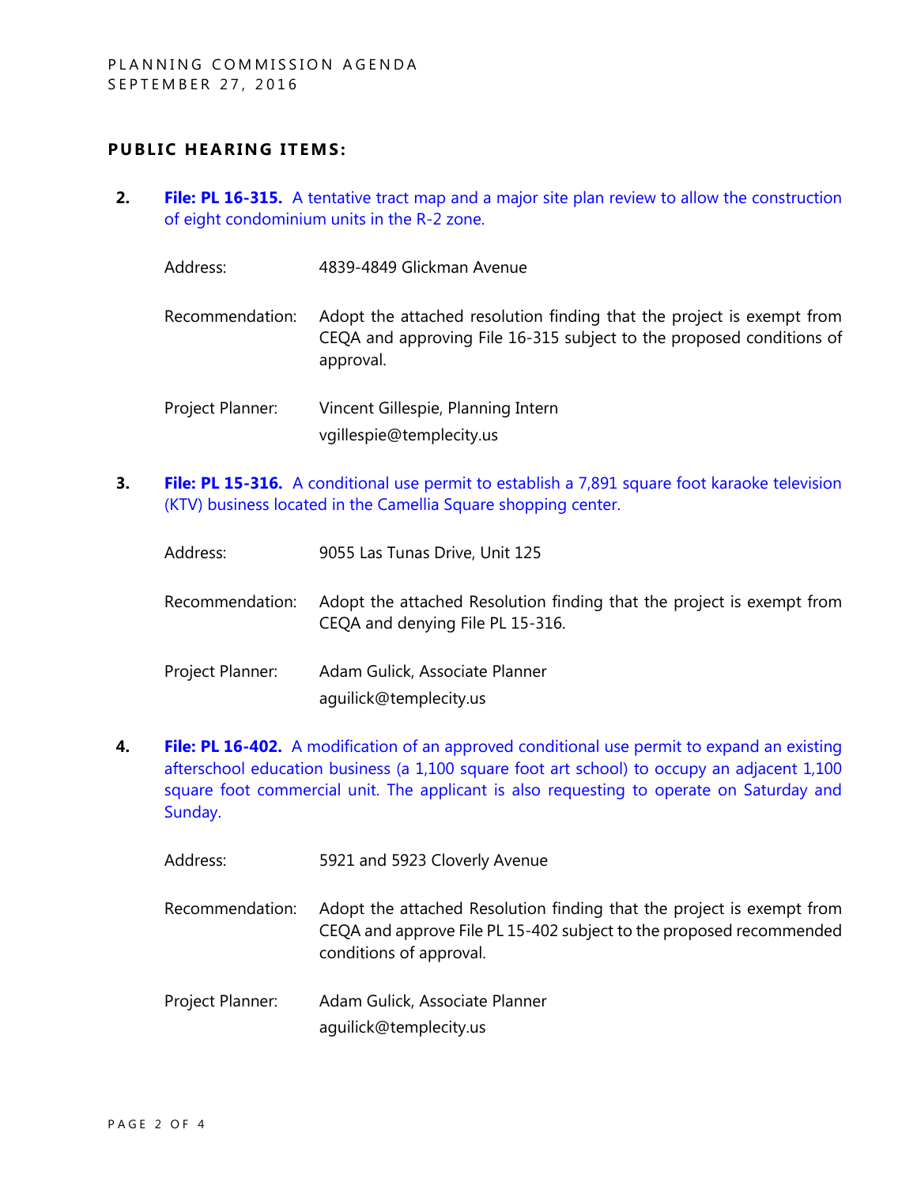## PUBLIC HEARING ITEMS:

2. **File: PL 16-315.** A tentative tract map and a major site plan review to allow the construction of eight condominium units in the R-2 zone.

   Address: 4839-4849 Glickman Avenue

   Recommendation: Adopt the attached resolution finding that the project is exempt from CEQA and approving File 16-315 subject to the proposed conditions of approval.

   Project Planner: Vincent Gillespie, Planning Intern
   vgillespie@templecity.us

3. **File: PL 15-316.** A conditional use permit to establish a 7,891 square foot karaoke television (KTV) business located in the Camellia Square shopping center.

   Address: 9055 Las Tunas Drive, Unit 125

   Recommendation: Adopt the attached Resolution finding that the project is exempt from CEQA and denying File PL 15-316.

   Project Planner: Adam Gulick, Associate Planner
   aguilick@templecity.us

4. **File: PL 16-402.** A modification of an approved conditional use permit to expand an existing afterschool education business (a 1,100 square foot art school) to occupy an adjacent 1,100 square foot commercial unit. The applicant is also requesting to operate on Saturday and Sunday.

   Address: 5921 and 5923 Cloverly Avenue

   Recommendation: Adopt the attached Resolution finding that the project is exempt from CEQA and approve File PL 15-402 subject to the proposed recommended conditions of approval.

   Project Planner: Adam Gulick, Associate Planner
   aguilick@templecity.us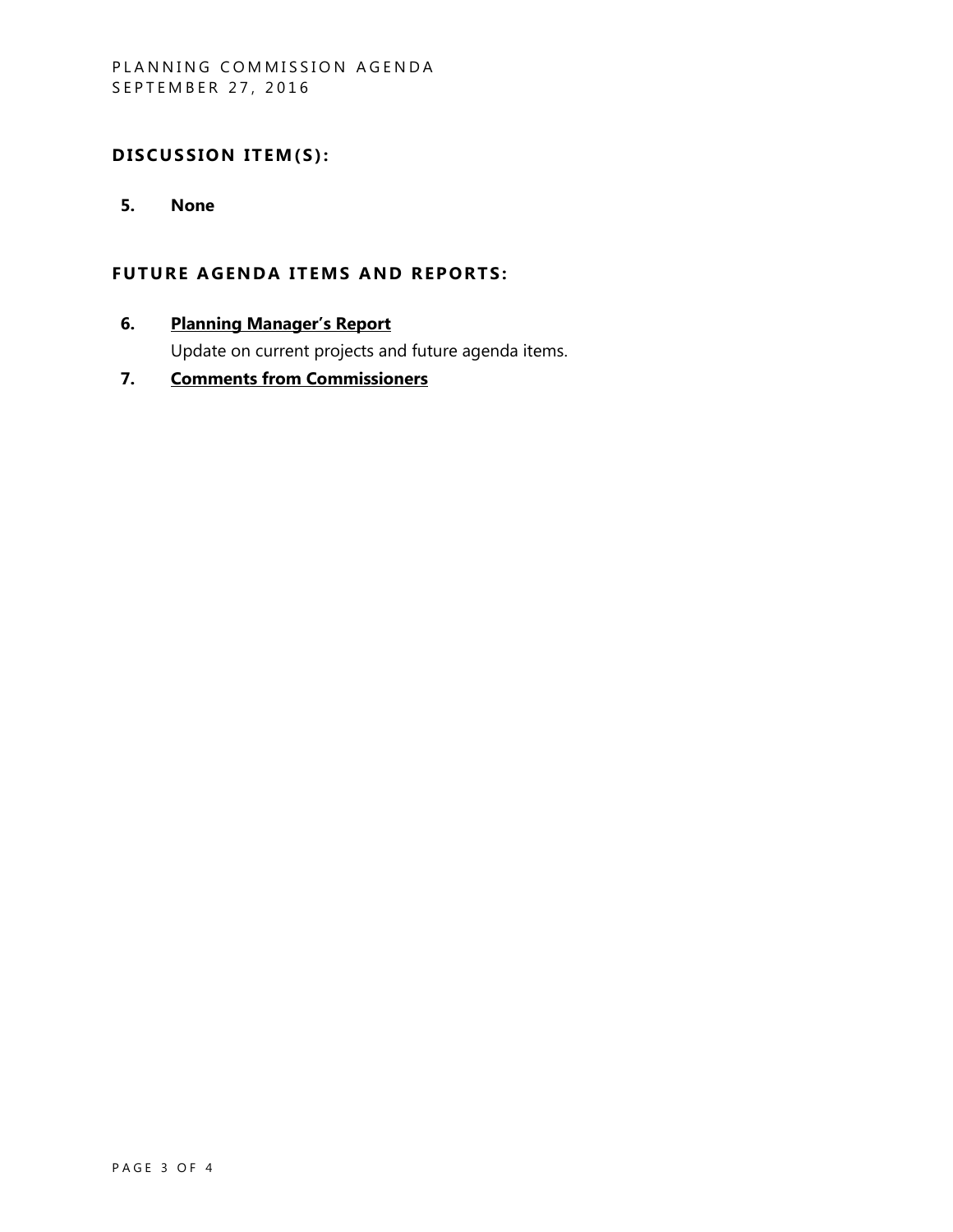## DISCUSSION ITEM(S):

5. **None**

## FUTURE AGENDA ITEMS AND REPORTS:

6. **Planning Manager's Report**

   Update on current projects and future agenda items.

7. **Comments from Commissioners**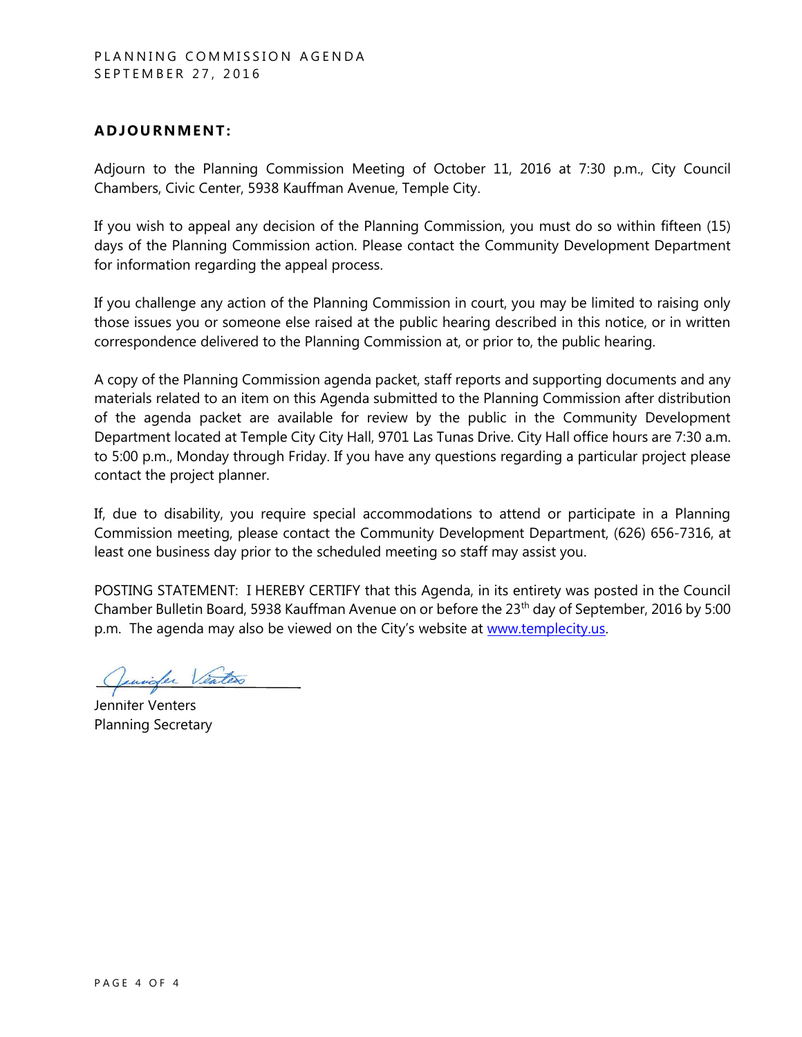## ADJOURNMENT:

Adjourn to the Planning Commission Meeting of October 11, 2016 at 7:30 p.m., City Council Chambers, Civic Center, 5938 Kauffman Avenue, Temple City.

If you wish to appeal any decision of the Planning Commission, you must do so within fifteen (15) days of the Planning Commission action. Please contact the Community Development Department for information regarding the appeal process.

If you challenge any action of the Planning Commission in court, you may be limited to raising only those issues you or someone else raised at the public hearing described in this notice, or in written correspondence delivered to the Planning Commission at, or prior to, the public hearing.

A copy of the Planning Commission agenda packet, staff reports and supporting documents and any materials related to an item on this Agenda submitted to the Planning Commission after distribution of the agenda packet are available for review by the public in the Community Development Department located at Temple City City Hall, 9701 Las Tunas Drive. City Hall office hours are 7:30 a.m. to 5:00 p.m., Monday through Friday. If you have any questions regarding a particular project please contact the project planner.

If, due to disability, you require special accommodations to attend or participate in a Planning Commission meeting, please contact the Community Development Department, (626) 656-7316, at least one business day prior to the scheduled meeting so staff may assist you.

POSTING STATEMENT: I HEREBY CERTIFY that this Agenda, in its entirety was posted in the Council Chamber Bulletin Board, 5938 Kauffman Avenue on or before the 23rd day of September, 2016 by 5:00 p.m. The agenda may also be viewed on the City's website at www.templecity.us.

Jennifer Venters
Planning Secretary